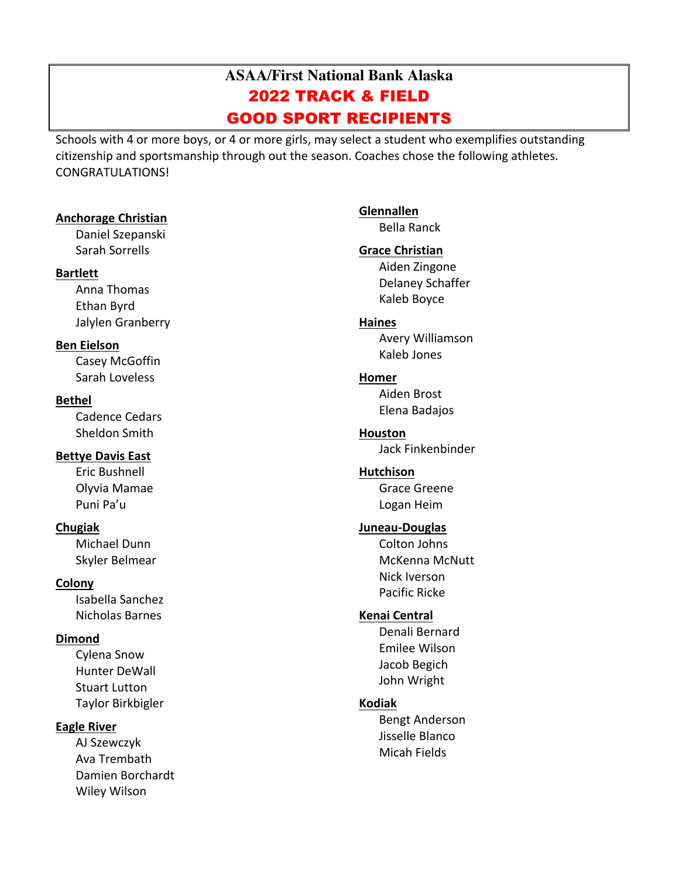# ASAA/First National Bank Alaska
## 2022 TRACK & FIELD
## GOOD SPORT RECIPIENTS

Schools with 4 or more boys, or 4 or more girls, may select a student who exemplifies outstanding citizenship and sportsmanship through out the season. Coaches chose the following athletes. CONGRATULATIONS!

**Anchorage Christian**
- Daniel Szepanski
- Sarah Sorrells

**Bartlett**
- Anna Thomas
- Ethan Byrd
- Jalylen Granberry

**Ben Eielson**
- Casey McGoffin
- Sarah Loveless

**Bethel**
- Cadence Cedars
- Sheldon Smith

**Bettye Davis East**
- Eric Bushnell
- Olyvia Mamae
- Puni Pa’u

**Chugiak**
- Michael Dunn
- Skyler Belmear

**Colony**
- Isabella Sanchez
- Nicholas Barnes

**Dimond**
- Cylena Snow
- Hunter DeWall
- Stuart Lutton
- Taylor Birkbigler

**Eagle River**
- AJ Szewczyk
- Ava Trembath
- Damien Borchardt
- Wiley Wilson

**Glennallen**
- Bella Ranck

**Grace Christian**
- Aiden Zingone
- Delaney Schaffer
- Kaleb Boyce

**Haines**
- Avery Williamson
- Kaleb Jones

**Homer**
- Aiden Brost
- Elena Badajos

**Houston**
- Jack Finkenbinder

**Hutchison**
- Grace Greene
- Logan Heim

**Juneau-Douglas**
- Colton Johns
- McKenna McNutt
- Nick Iverson
- Pacific Ricke

**Kenai Central**
- Denali Bernard
- Emilee Wilson
- Jacob Begich
- John Wright

**Kodiak**
- Bengt Anderson
- Jisselle Blanco
- Micah Fields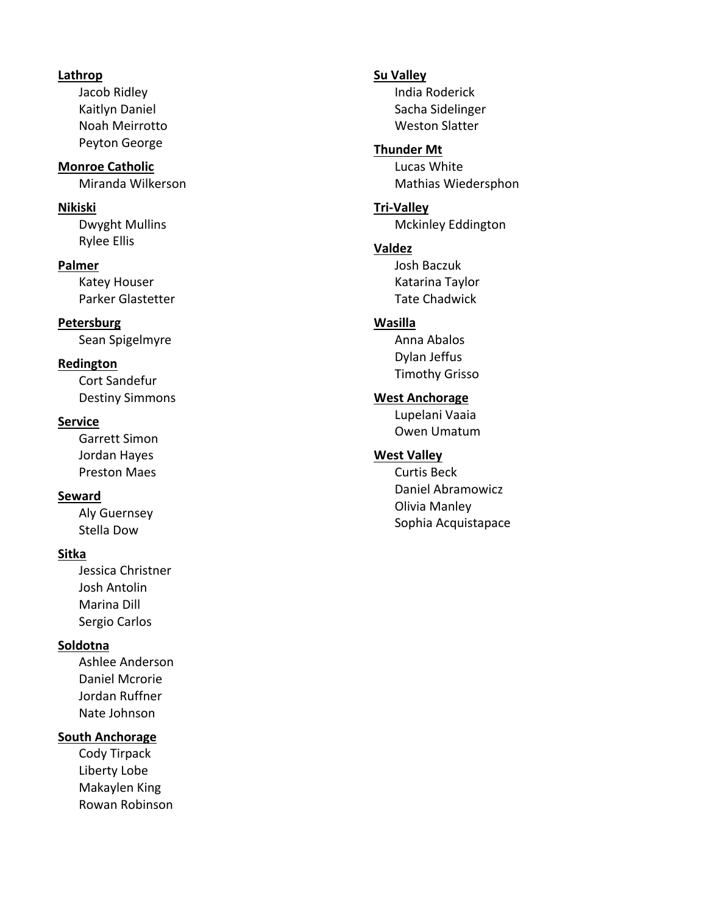**Lathrop**

Jacob Ridley
Kaitlyn Daniel
Noah Meirrotto
Peyton George

**Monroe Catholic**

Miranda Wilkerson

**Nikiski**

Dwyght Mullins
Rylee Ellis

**Palmer**

Katey Houser
Parker Glastetter

**Petersburg**

Sean Spigelmyre

**Redington**

Cort Sandefur
Destiny Simmons

**Service**

Garrett Simon
Jordan Hayes
Preston Maes

**Seward**

Aly Guernsey
Stella Dow

**Sitka**

Jessica Christner
Josh Antolin
Marina Dill
Sergio Carlos

**Soldotna**

Ashlee Anderson
Daniel Mcrorie
Jordan Ruffner
Nate Johnson

**South Anchorage**

Cody Tirpack
Liberty Lobe
Makaylen King
Rowan Robinson

**Su Valley**

India Roderick
Sacha Sidelinger
Weston Slatter

**Thunder Mt**

Lucas White
Mathias Wiedersphon

**Tri-Valley**

Mckinley Eddington

**Valdez**

Josh Baczuk
Katarina Taylor
Tate Chadwick

**Wasilla**

Anna Abalos
Dylan Jeffus
Timothy Grisso

**West Anchorage**

Lupelani Vaaia
Owen Umatum

**West Valley**

Curtis Beck
Daniel Abramowicz
Olivia Manley
Sophia Acquistapace